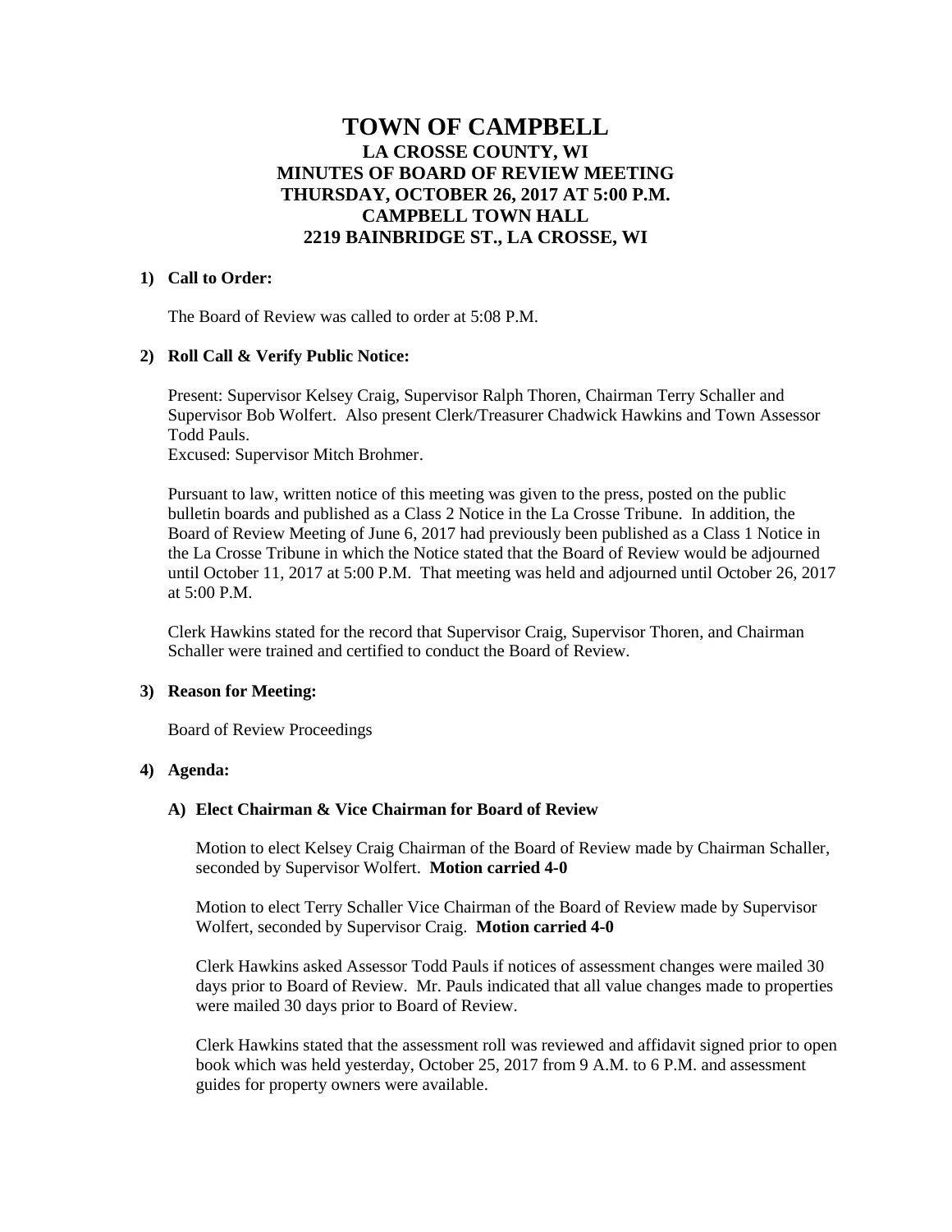# TOWN OF CAMPBELL
## LA CROSSE COUNTY, WI
## MINUTES OF BOARD OF REVIEW MEETING
## THURSDAY, OCTOBER 26, 2017 AT 5:00 P.M.
## CAMPBELL TOWN HALL
## 2219 BAINBRIDGE ST., LA CROSSE, WI

**1) Call to Order:**

The Board of Review was called to order at 5:08 P.M.

**2) Roll Call & Verify Public Notice:**

Present: Supervisor Kelsey Craig, Supervisor Ralph Thoren, Chairman Terry Schaller and Supervisor Bob Wolfert. Also present Clerk/Treasurer Chadwick Hawkins and Town Assessor Todd Pauls.
Excused: Supervisor Mitch Brohmer.

Pursuant to law, written notice of this meeting was given to the press, posted on the public bulletin boards and published as a Class 2 Notice in the La Crosse Tribune. In addition, the Board of Review Meeting of June 6, 2017 had previously been published as a Class 1 Notice in the La Crosse Tribune in which the Notice stated that the Board of Review would be adjourned until October 11, 2017 at 5:00 P.M. That meeting was held and adjourned until October 26, 2017 at 5:00 P.M.

Clerk Hawkins stated for the record that Supervisor Craig, Supervisor Thoren, and Chairman Schaller were trained and certified to conduct the Board of Review.

**3) Reason for Meeting:**

Board of Review Proceedings

**4) Agenda:**

**A) Elect Chairman & Vice Chairman for Board of Review**

Motion to elect Kelsey Craig Chairman of the Board of Review made by Chairman Schaller, seconded by Supervisor Wolfert. **Motion carried 4-0**

Motion to elect Terry Schaller Vice Chairman of the Board of Review made by Supervisor Wolfert, seconded by Supervisor Craig. **Motion carried 4-0**

Clerk Hawkins asked Assessor Todd Pauls if notices of assessment changes were mailed 30 days prior to Board of Review. Mr. Pauls indicated that all value changes made to properties were mailed 30 days prior to Board of Review.

Clerk Hawkins stated that the assessment roll was reviewed and affidavit signed prior to open book which was held yesterday, October 25, 2017 from 9 A.M. to 6 P.M. and assessment guides for property owners were available.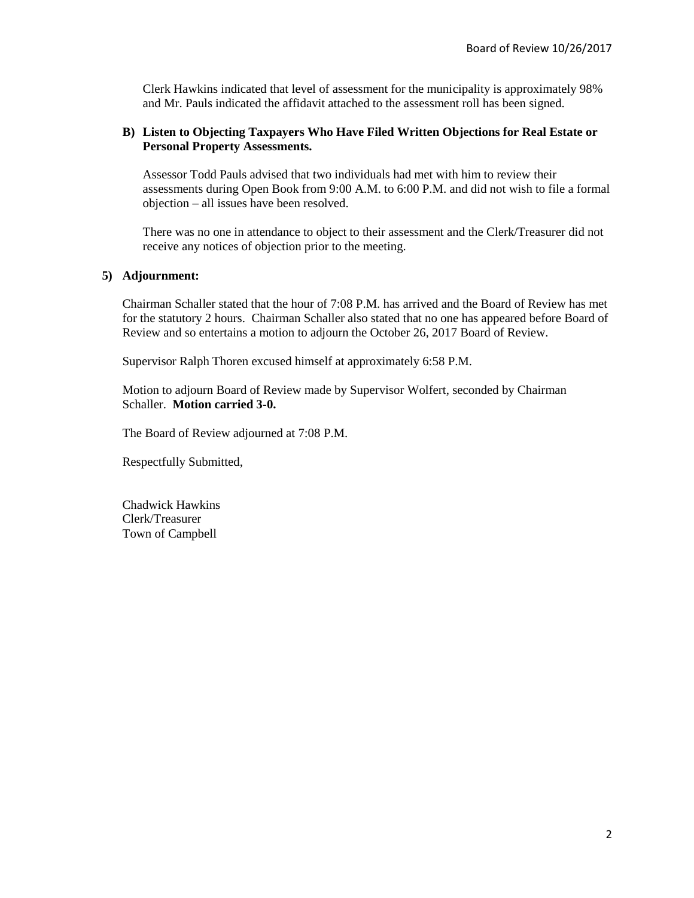Clerk Hawkins indicated that level of assessment for the municipality is approximately 98% and Mr. Pauls indicated the affidavit attached to the assessment roll has been signed.

**B) Listen to Objecting Taxpayers Who Have Filed Written Objections for Real Estate or Personal Property Assessments.**

Assessor Todd Pauls advised that two individuals had met with him to review their assessments during Open Book from 9:00 A.M. to 6:00 P.M. and did not wish to file a formal objection – all issues have been resolved.

There was no one in attendance to object to their assessment and the Clerk/Treasurer did not receive any notices of objection prior to the meeting.

**5) Adjournment:**

Chairman Schaller stated that the hour of 7:08 P.M. has arrived and the Board of Review has met for the statutory 2 hours. Chairman Schaller also stated that no one has appeared before Board of Review and so entertains a motion to adjourn the October 26, 2017 Board of Review.

Supervisor Ralph Thoren excused himself at approximately 6:58 P.M.

Motion to adjourn Board of Review made by Supervisor Wolfert, seconded by Chairman Schaller. **Motion carried 3-0.**

The Board of Review adjourned at 7:08 P.M.

Respectfully Submitted,

Chadwick Hawkins
Clerk/Treasurer
Town of Campbell